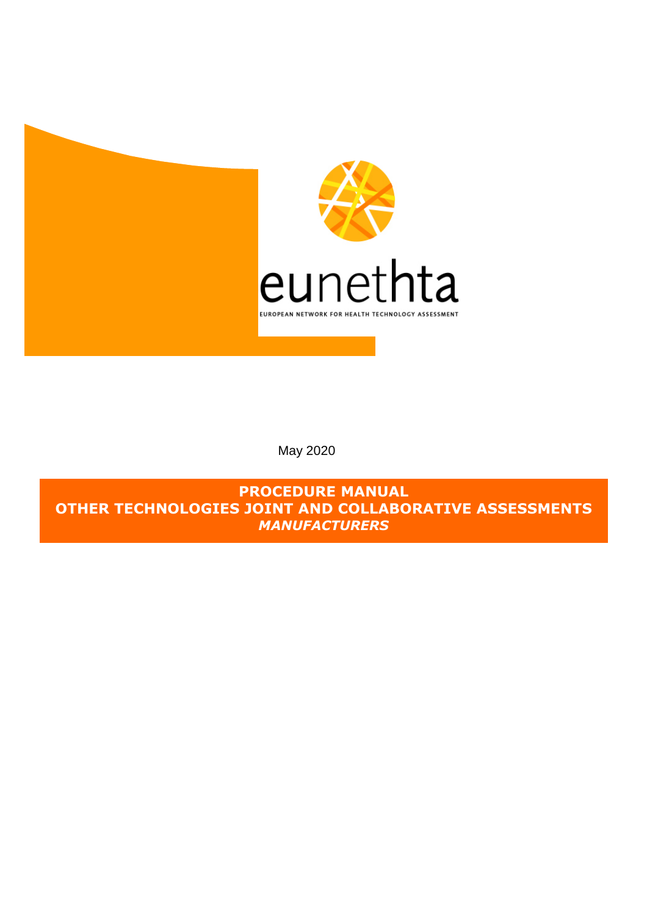eunethta

EUROPEAN NETWORK FOR HEALTH TECHNOLOGY ASSESSMENT

May 2020

# PROCEDURE MANUAL
# OTHER TECHNOLOGIES JOINT AND COLLABORATIVE ASSESSMENTS
## *MANUFACTURERS*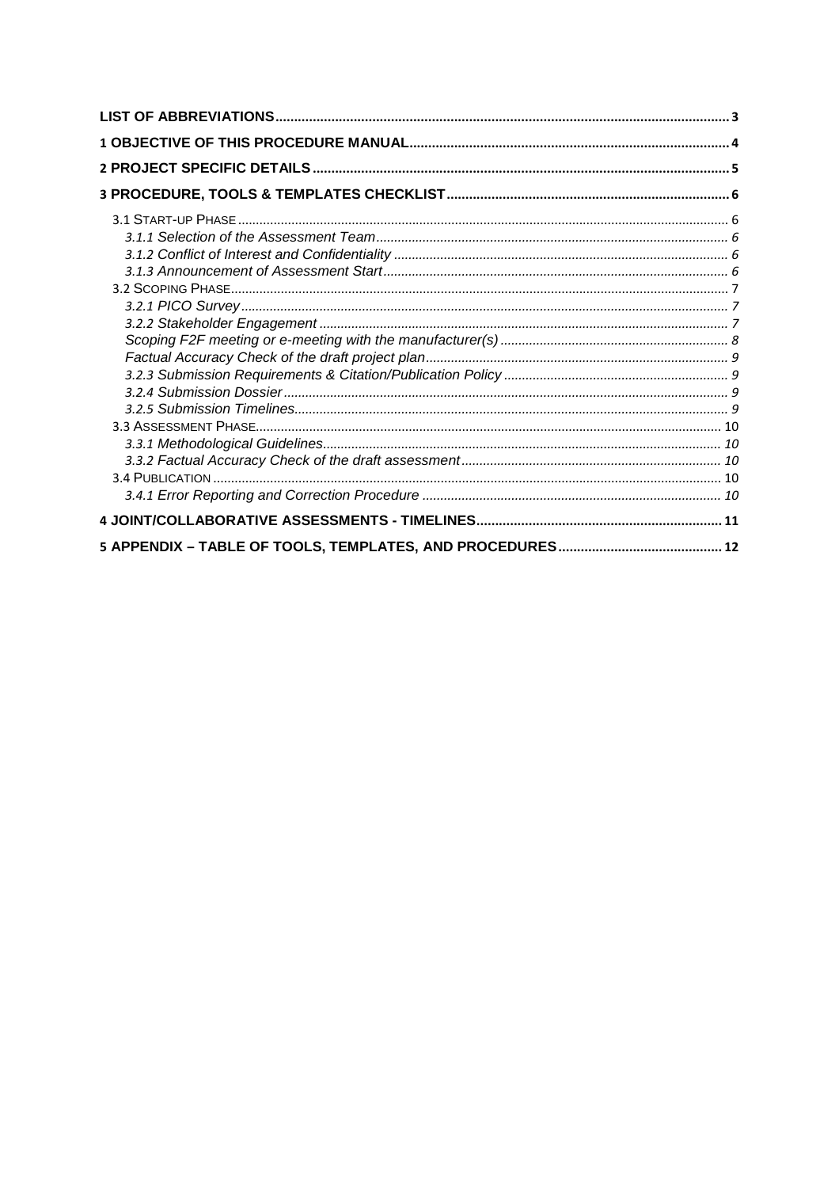**LIST OF ABBREVIATIONS** 3

**1 OBJECTIVE OF THIS PROCEDURE MANUAL** 4

**2 PROJECT SPECIFIC DETAILS** 5

**3 PROCEDURE, TOOLS & TEMPLATES CHECKLIST** 6

- 3.1 START-UP PHASE 6
  - *3.1.1 Selection of the Assessment Team* 6
  - *3.1.2 Conflict of Interest and Confidentiality* 6
  - *3.1.3 Announcement of Assessment Start* 6
- 3.2 SCOPING PHASE 7
  - *3.2.1 PICO Survey* 7
  - *3.2.2 Stakeholder Engagement* 7
  - *Scoping F2F meeting or e-meeting with the manufacturer(s)* 8
  - *Factual Accuracy Check of the draft project plan* 9
  - *3.2.3 Submission Requirements & Citation/Publication Policy* 9
  - *3.2.4 Submission Dossier* 9
  - *3.2.5 Submission Timelines* 9
- 3.3 ASSESSMENT PHASE 10
  - *3.3.1 Methodological Guidelines* 10
  - *3.3.2 Factual Accuracy Check of the draft assessment* 10
- 3.4 PUBLICATION 10
  - *3.4.1 Error Reporting and Correction Procedure* 10

**4 JOINT/COLLABORATIVE ASSESSMENTS - TIMELINES** 11

**5 APPENDIX – TABLE OF TOOLS, TEMPLATES, AND PROCEDURES** 12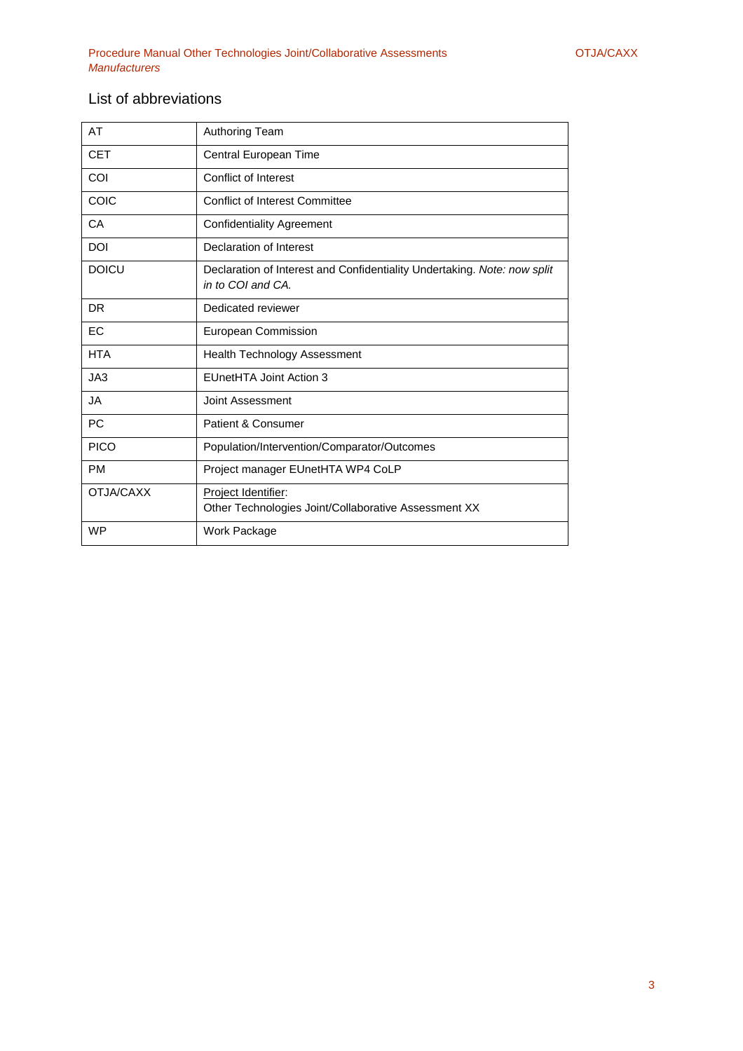## List of abbreviations

| | |
|---|---|
| AT | Authoring Team |
| CET | Central European Time |
| COI | Conflict of Interest |
| COIC | Conflict of Interest Committee |
| CA | Confidentiality Agreement |
| DOI | Declaration of Interest |
| DOICU | Declaration of Interest and Confidentiality Undertaking. *Note: now split in to COI and CA.* |
| DR | Dedicated reviewer |
| EC | European Commission |
| HTA | Health Technology Assessment |
| JA3 | EUnetHTA Joint Action 3 |
| JA | Joint Assessment |
| PC | Patient & Consumer |
| PICO | Population/Intervention/Comparator/Outcomes |
| PM | Project manager EUnetHTA WP4 CoLP |
| OTJA/CAXX | Project Identifier: Other Technologies Joint/Collaborative Assessment XX |
| WP | Work Package |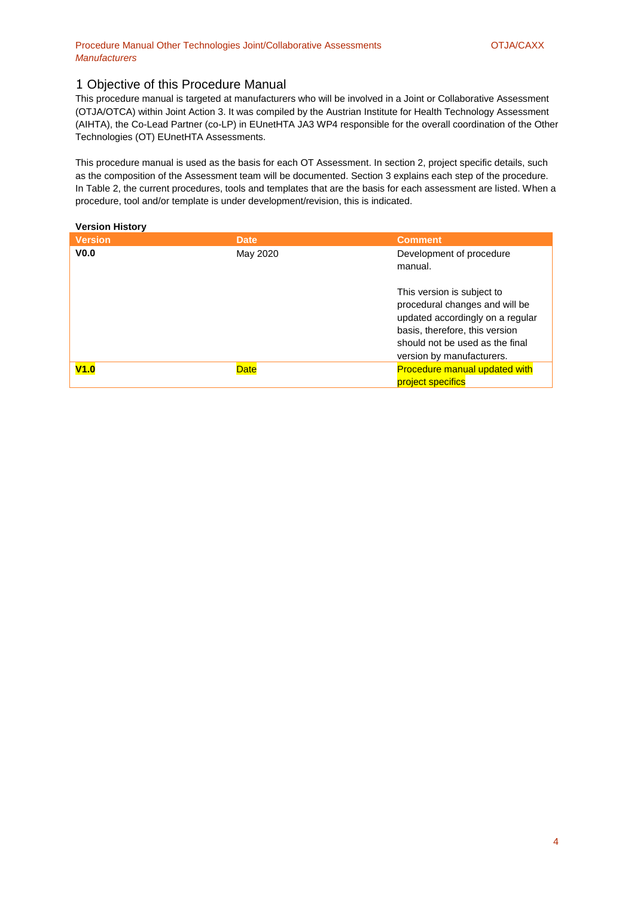# 1 Objective of this Procedure Manual

This procedure manual is targeted at manufacturers who will be involved in a Joint or Collaborative Assessment (OTJA/OTCA) within Joint Action 3. It was compiled by the Austrian Institute for Health Technology Assessment (AIHTA), the Co-Lead Partner (co-LP) in EUnetHTA JA3 WP4 responsible for the overall coordination of the Other Technologies (OT) EUnetHTA Assessments.

This procedure manual is used as the basis for each OT Assessment. In section 2, project specific details, such as the composition of the Assessment team will be documented. Section 3 explains each step of the procedure. In Table 2, the current procedures, tools and templates that are the basis for each assessment are listed. When a procedure, tool and/or template is under development/revision, this is indicated.

**Version History**

| Version | Date | Comment |
|---|---|---|
| **V0.0** | May 2020 | Development of procedure manual.<br><br>This version is subject to procedural changes and will be updated accordingly on a regular basis, therefore, this version should not be used as the final version by manufacturers. |
| **V1.0** | Date | Procedure manual updated with project specifics |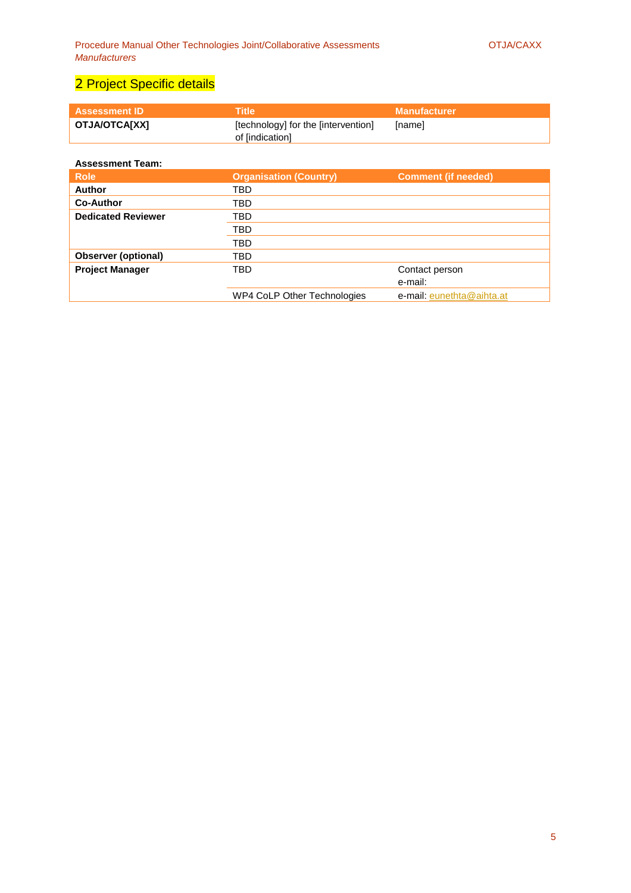# 2 Project Specific details

| Assessment ID | Title | Manufacturer |
|---|---|---|
| **OTJA/OTCA[XX]** | [technology] for the [intervention] of [indication] | [name] |

**Assessment Team:**

| Role | Organisation (Country) | Comment (if needed) |
|---|---|---|
| **Author** | TBD | |
| **Co-Author** | TBD | |
| **Dedicated Reviewer** | TBD | |
| | TBD | |
| | TBD | |
| **Observer (optional)** | TBD | |
| **Project Manager** | TBD | Contact person<br>e-mail: |
| | WP4 CoLP Other Technologies | e-mail: eunethta@aihta.at |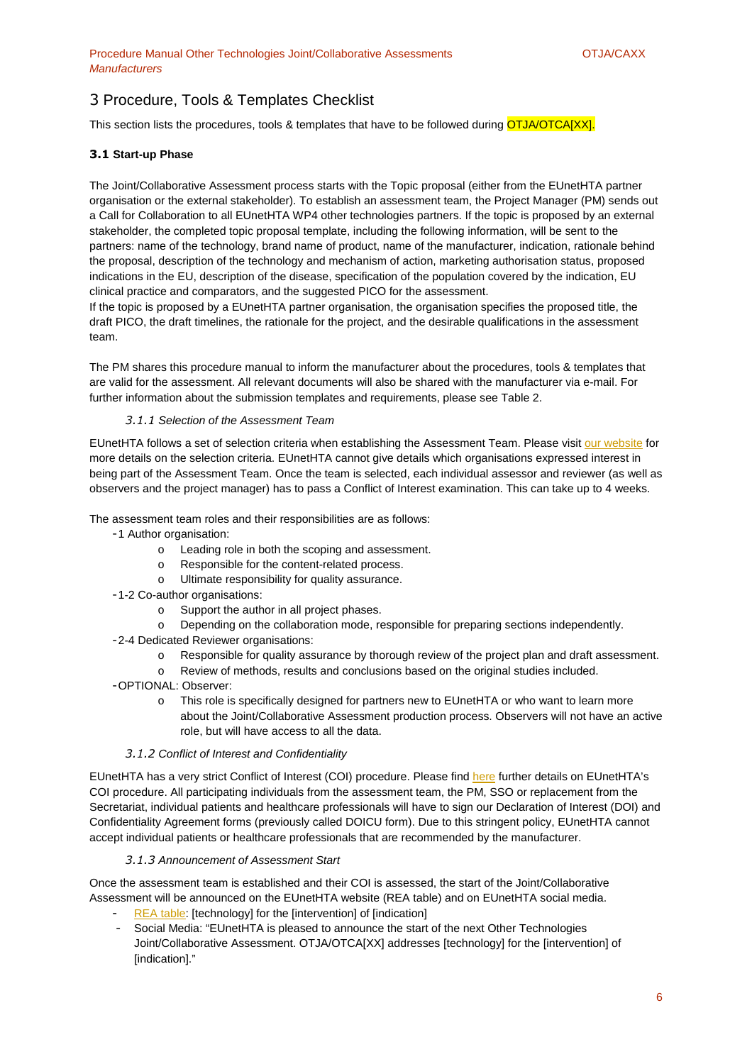# 3 Procedure, Tools & Templates Checklist

This section lists the procedures, tools & templates that have to be followed during OTJA/OTCA[XX].

## 3.1 Start-up Phase

The Joint/Collaborative Assessment process starts with the Topic proposal (either from the EUnetHTA partner organisation or the external stakeholder). To establish an assessment team, the Project Manager (PM) sends out a Call for Collaboration to all EUnetHTA WP4 other technologies partners. If the topic is proposed by an external stakeholder, the completed topic proposal template, including the following information, will be sent to the partners: name of the technology, brand name of product, name of the manufacturer, indication, rationale behind the proposal, description of the technology and mechanism of action, marketing authorisation status, proposed indications in the EU, description of the disease, specification of the population covered by the indication, EU clinical practice and comparators, and the suggested PICO for the assessment.
If the topic is proposed by a EUnetHTA partner organisation, the organisation specifies the proposed title, the draft PICO, the draft timelines, the rationale for the project, and the desirable qualifications in the assessment team.

The PM shares this procedure manual to inform the manufacturer about the procedures, tools & templates that are valid for the assessment. All relevant documents will also be shared with the manufacturer via e-mail. For further information about the submission templates and requirements, please see Table 2.

### *3.1.1 Selection of the Assessment Team*

EUnetHTA follows a set of selection criteria when establishing the Assessment Team. Please visit our website for more details on the selection criteria. EUnetHTA cannot give details which organisations expressed interest in being part of the Assessment Team. Once the team is selected, each individual assessor and reviewer (as well as observers and the project manager) has to pass a Conflict of Interest examination. This can take up to 4 weeks.

The assessment team roles and their responsibilities are as follows:

- 1 Author organisation:
    - Leading role in both the scoping and assessment.
    - Responsible for the content-related process.
    - Ultimate responsibility for quality assurance.
- 1-2 Co-author organisations:
    - Support the author in all project phases.
    - Depending on the collaboration mode, responsible for preparing sections independently.
- 2-4 Dedicated Reviewer organisations:
    - Responsible for quality assurance by thorough review of the project plan and draft assessment.
    - Review of methods, results and conclusions based on the original studies included.
- OPTIONAL: Observer:
    - This role is specifically designed for partners new to EUnetHTA or who want to learn more about the Joint/Collaborative Assessment production process. Observers will not have an active role, but will have access to all the data.

### *3.1.2 Conflict of Interest and Confidentiality*

EUnetHTA has a very strict Conflict of Interest (COI) procedure. Please find here further details on EUnetHTA's COI procedure. All participating individuals from the assessment team, the PM, SSO or replacement from the Secretariat, individual patients and healthcare professionals will have to sign our Declaration of Interest (DOI) and Confidentiality Agreement forms (previously called DOICU form). Due to this stringent policy, EUnetHTA cannot accept individual patients or healthcare professionals that are recommended by the manufacturer.

### *3.1.3 Announcement of Assessment Start*

Once the assessment team is established and their COI is assessed, the start of the Joint/Collaborative Assessment will be announced on the EUnetHTA website (REA table) and on EUnetHTA social media.

- REA table: [technology] for the [intervention] of [indication]
- Social Media: "EUnetHTA is pleased to announce the start of the next Other Technologies Joint/Collaborative Assessment. OTJA/OTCA[XX] addresses [technology] for the [intervention] of [indication]."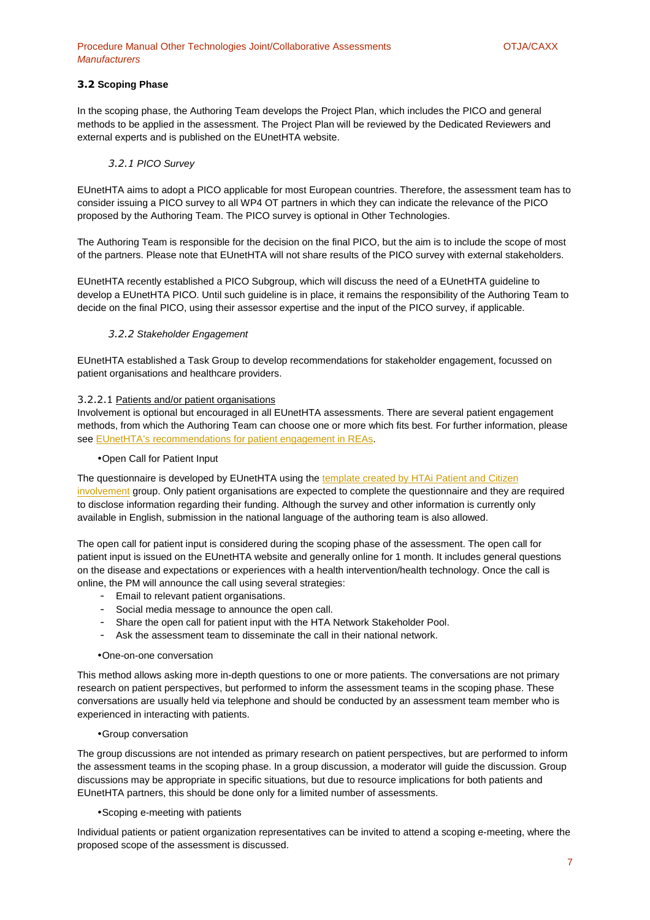## 3.2 Scoping Phase

In the scoping phase, the Authoring Team develops the Project Plan, which includes the PICO and general methods to be applied in the assessment. The Project Plan will be reviewed by the Dedicated Reviewers and external experts and is published on the EUnetHTA website.

### *3.2.1 PICO Survey*

EUnetHTA aims to adopt a PICO applicable for most European countries. Therefore, the assessment team has to consider issuing a PICO survey to all WP4 OT partners in which they can indicate the relevance of the PICO proposed by the Authoring Team. The PICO survey is optional in Other Technologies.

The Authoring Team is responsible for the decision on the final PICO, but the aim is to include the scope of most of the partners. Please note that EUnetHTA will not share results of the PICO survey with external stakeholders.

EUnetHTA recently established a PICO Subgroup, which will discuss the need of a EUnetHTA guideline to develop a EUnetHTA PICO. Until such guideline is in place, it remains the responsibility of the Authoring Team to decide on the final PICO, using their assessor expertise and the input of the PICO survey, if applicable.

### *3.2.2 Stakeholder Engagement*

EUnetHTA established a Task Group to develop recommendations for stakeholder engagement, focussed on patient organisations and healthcare providers.

#### 3.2.2.1 Patients and/or patient organisations

Involvement is optional but encouraged in all EUnetHTA assessments. There are several patient engagement methods, from which the Authoring Team can choose one or more which fits best. For further information, please see EUnetHTA's recommendations for patient engagement in REAs.

- Open Call for Patient Input

The questionnaire is developed by EUnetHTA using the template created by HTAi Patient and Citizen involvement group. Only patient organisations are expected to complete the questionnaire and they are required to disclose information regarding their funding. Although the survey and other information is currently only available in English, submission in the national language of the authoring team is also allowed.

The open call for patient input is considered during the scoping phase of the assessment. The open call for patient input is issued on the EUnetHTA website and generally online for 1 month. It includes general questions on the disease and expectations or experiences with a health intervention/health technology. Once the call is online, the PM will announce the call using several strategies:

- Email to relevant patient organisations.
- Social media message to announce the open call.
- Share the open call for patient input with the HTA Network Stakeholder Pool.
- Ask the assessment team to disseminate the call in their national network.

- One-on-one conversation

This method allows asking more in-depth questions to one or more patients. The conversations are not primary research on patient perspectives, but performed to inform the assessment teams in the scoping phase. These conversations are usually held via telephone and should be conducted by an assessment team member who is experienced in interacting with patients.

- Group conversation

The group discussions are not intended as primary research on patient perspectives, but are performed to inform the assessment teams in the scoping phase. In a group discussion, a moderator will guide the discussion. Group discussions may be appropriate in specific situations, but due to resource implications for both patients and EUnetHTA partners, this should be done only for a limited number of assessments.

- Scoping e-meeting with patients

Individual patients or patient organization representatives can be invited to attend a scoping e-meeting, where the proposed scope of the assessment is discussed.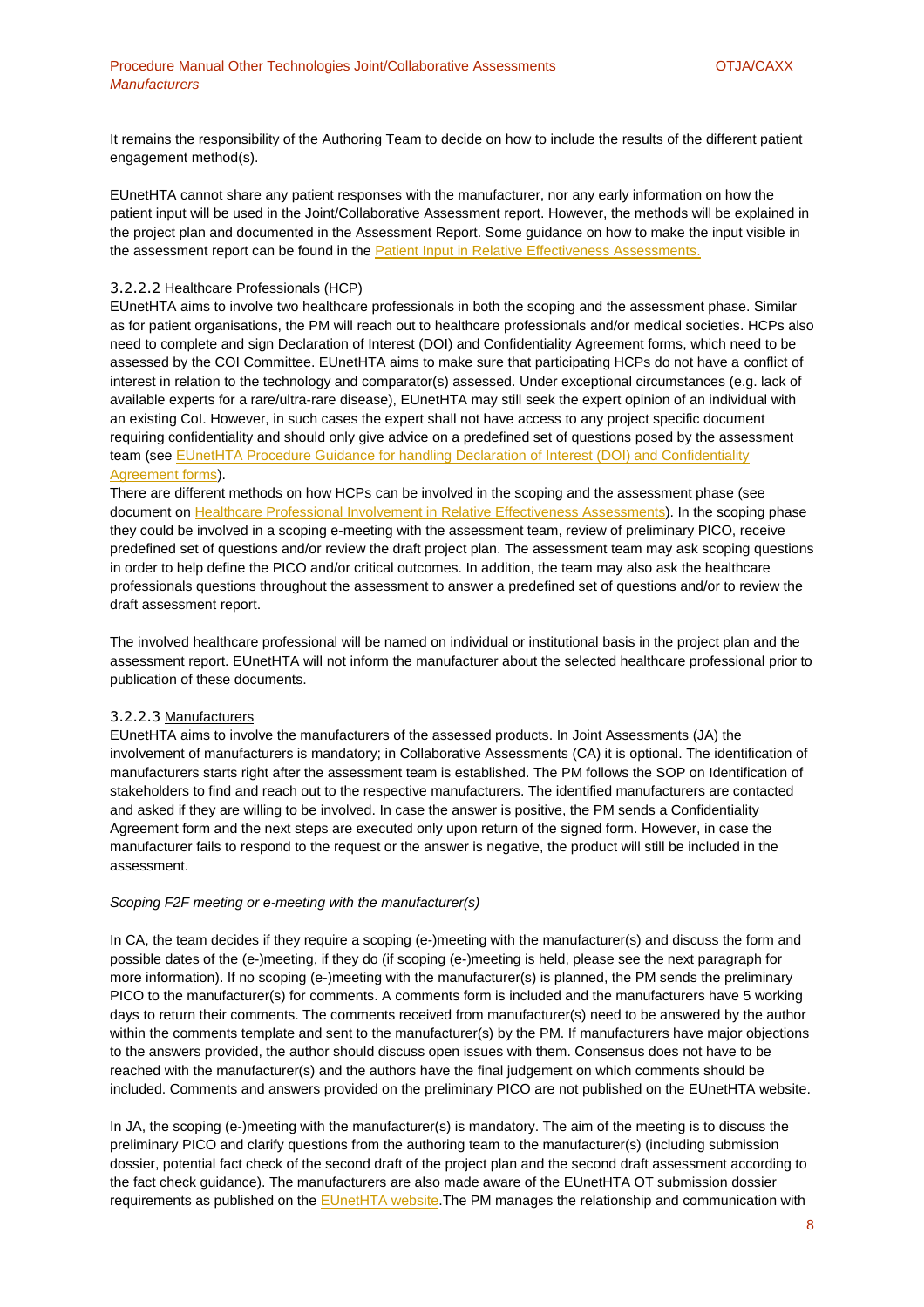It remains the responsibility of the Authoring Team to decide on how to include the results of the different patient engagement method(s).

EUnetHTA cannot share any patient responses with the manufacturer, nor any early information on how the patient input will be used in the Joint/Collaborative Assessment report. However, the methods will be explained in the project plan and documented in the Assessment Report. Some guidance on how to make the input visible in the assessment report can be found in the [Patient Input in Relative Effectiveness Assessments.]()

#### 3.2.2.2 Healthcare Professionals (HCP)

EUnetHTA aims to involve two healthcare professionals in both the scoping and the assessment phase. Similar as for patient organisations, the PM will reach out to healthcare professionals and/or medical societies. HCPs also need to complete and sign Declaration of Interest (DOI) and Confidentiality Agreement forms, which need to be assessed by the COI Committee. EUnetHTA aims to make sure that participating HCPs do not have a conflict of interest in relation to the technology and comparator(s) assessed. Under exceptional circumstances (e.g. lack of available experts for a rare/ultra-rare disease), EUnetHTA may still seek the expert opinion of an individual with an existing CoI. However, in such cases the expert shall not have access to any project specific document requiring confidentiality and should only give advice on a predefined set of questions posed by the assessment team (see [EUnetHTA Procedure Guidance for handling Declaration of Interest (DOI) and Confidentiality Agreement forms]()).

There are different methods on how HCPs can be involved in the scoping and the assessment phase (see document on [Healthcare Professional Involvement in Relative Effectiveness Assessments]()). In the scoping phase they could be involved in a scoping e-meeting with the assessment team, review of preliminary PICO, receive predefined set of questions and/or review the draft project plan. The assessment team may ask scoping questions in order to help define the PICO and/or critical outcomes. In addition, the team may also ask the healthcare professionals questions throughout the assessment to answer a predefined set of questions and/or to review the draft assessment report.

The involved healthcare professional will be named on individual or institutional basis in the project plan and the assessment report. EUnetHTA will not inform the manufacturer about the selected healthcare professional prior to publication of these documents.

#### 3.2.2.3 Manufacturers

EUnetHTA aims to involve the manufacturers of the assessed products. In Joint Assessments (JA) the involvement of manufacturers is mandatory; in Collaborative Assessments (CA) it is optional. The identification of manufacturers starts right after the assessment team is established. The PM follows the SOP on Identification of stakeholders to find and reach out to the respective manufacturers. The identified manufacturers are contacted and asked if they are willing to be involved. In case the answer is positive, the PM sends a Confidentiality Agreement form and the next steps are executed only upon return of the signed form. However, in case the manufacturer fails to respond to the request or the answer is negative, the product will still be included in the assessment.

*Scoping F2F meeting or e-meeting with the manufacturer(s)*

In CA, the team decides if they require a scoping (e-)meeting with the manufacturer(s) and discuss the form and possible dates of the (e-)meeting, if they do (if scoping (e-)meeting is held, please see the next paragraph for more information). If no scoping (e-)meeting with the manufacturer(s) is planned, the PM sends the preliminary PICO to the manufacturer(s) for comments. A comments form is included and the manufacturers have 5 working days to return their comments. The comments received from manufacturer(s) need to be answered by the author within the comments template and sent to the manufacturer(s) by the PM. If manufacturers have major objections to the answers provided, the author should discuss open issues with them. Consensus does not have to be reached with the manufacturer(s) and the authors have the final judgement on which comments should be included. Comments and answers provided on the preliminary PICO are not published on the EUnetHTA website.

In JA, the scoping (e-)meeting with the manufacturer(s) is mandatory. The aim of the meeting is to discuss the preliminary PICO and clarify questions from the authoring team to the manufacturer(s) (including submission dossier, potential fact check of the second draft of the project plan and the second draft assessment according to the fact check guidance). The manufacturers are also made aware of the EUnetHTA OT submission dossier requirements as published on the [EUnetHTA website]().The PM manages the relationship and communication with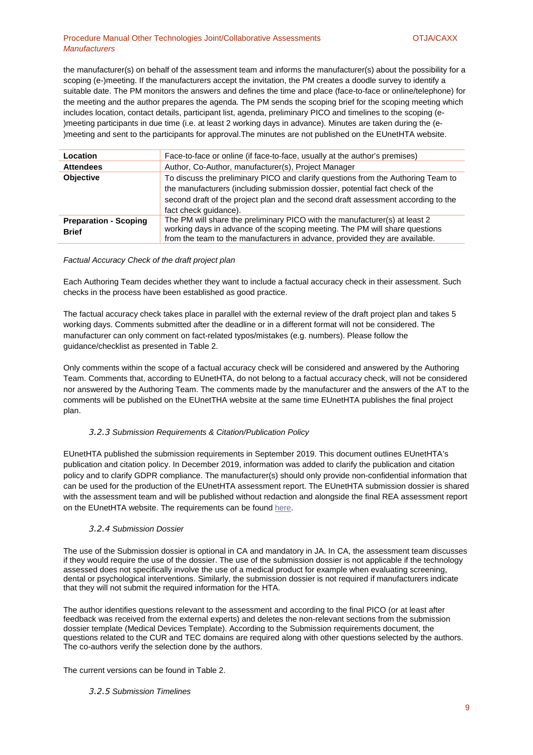the manufacturer(s) on behalf of the assessment team and informs the manufacturer(s) about the possibility for a scoping (e-)meeting. If the manufacturers accept the invitation, the PM creates a doodle survey to identify a suitable date. The PM monitors the answers and defines the time and place (face-to-face or online/telephone) for the meeting and the author prepares the agenda. The PM sends the scoping brief for the scoping meeting which includes location, contact details, participant list, agenda, preliminary PICO and timelines to the scoping (e-)meeting participants in due time (i.e. at least 2 working days in advance). Minutes are taken during the (e-)meeting and sent to the participants for approval.The minutes are not published on the EUnetHTA website.

| | |
|---|---|
| **Location** | Face-to-face or online (if face-to-face, usually at the author's premises) |
| **Attendees** | Author, Co-Author, manufacturer(s), Project Manager |
| **Objective** | To discuss the preliminary PICO and clarify questions from the Authoring Team to the manufacturers (including submission dossier, potential fact check of the second draft of the project plan and the second draft assessment according to the fact check guidance). |
| **Preparation - Scoping Brief** | The PM will share the preliminary PICO with the manufacturer(s) at least 2 working days in advance of the scoping meeting. The PM will share questions from the team to the manufacturers in advance, provided they are available. |

*Factual Accuracy Check of the draft project plan*

Each Authoring Team decides whether they want to include a factual accuracy check in their assessment. Such checks in the process have been established as good practice.

The factual accuracy check takes place in parallel with the external review of the draft project plan and takes 5 working days. Comments submitted after the deadline or in a different format will not be considered. The manufacturer can only comment on fact-related typos/mistakes (e.g. numbers). Please follow the guidance/checklist as presented in Table 2.

Only comments within the scope of a factual accuracy check will be considered and answered by the Authoring Team. Comments that, according to EUnetHTA, do not belong to a factual accuracy check, will not be considered nor answered by the Authoring Team. The comments made by the manufacturer and the answers of the AT to the comments will be published on the EUnetTHA website at the same time EUnetHTA publishes the final project plan.

### *3.2.3 Submission Requirements & Citation/Publication Policy*

EUnetHTA published the submission requirements in September 2019. This document outlines EUnetHTA's publication and citation policy. In December 2019, information was added to clarify the publication and citation policy and to clarify GDPR compliance. The manufacturer(s) should only provide non-confidential information that can be used for the production of the EUnetHTA assessment report. The EUnetHTA submission dossier is shared with the assessment team and will be published without redaction and alongside the final REA assessment report on the EUnetHTA website. The requirements can be found here.

### *3.2.4 Submission Dossier*

The use of the Submission dossier is optional in CA and mandatory in JA. In CA, the assessment team discusses if they would require the use of the dossier. The use of the submission dossier is not applicable if the technology assessed does not specifically involve the use of a medical product for example when evaluating screening, dental or psychological interventions. Similarly, the submission dossier is not required if manufacturers indicate that they will not submit the required information for the HTA.

The author identifies questions relevant to the assessment and according to the final PICO (or at least after feedback was received from the external experts) and deletes the non-relevant sections from the submission dossier template (Medical Devices Template). According to the Submission requirements document, the questions related to the CUR and TEC domains are required along with other questions selected by the authors. The co-authors verify the selection done by the authors.

The current versions can be found in Table 2.

### *3.2.5 Submission Timelines*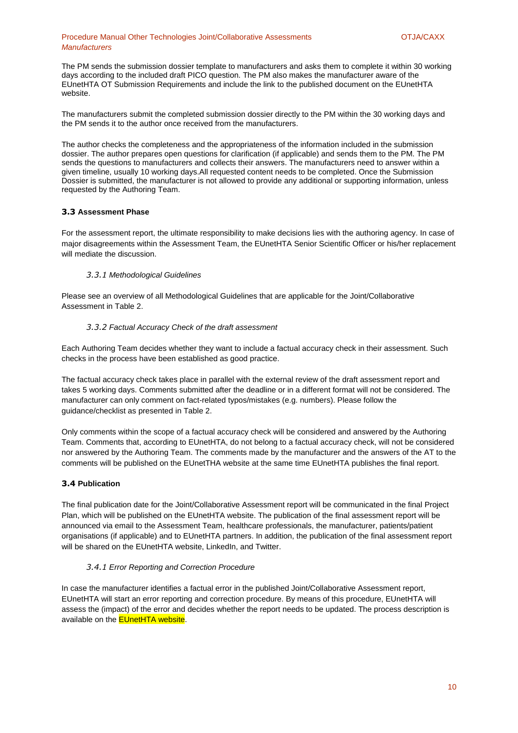The PM sends the submission dossier template to manufacturers and asks them to complete it within 30 working days according to the included draft PICO question. The PM also makes the manufacturer aware of the EUnetHTA OT Submission Requirements and include the link to the published document on the EUnetHTA website.

The manufacturers submit the completed submission dossier directly to the PM within the 30 working days and the PM sends it to the author once received from the manufacturers.

The author checks the completeness and the appropriateness of the information included in the submission dossier. The author prepares open questions for clarification (if applicable) and sends them to the PM. The PM sends the questions to manufacturers and collects their answers. The manufacturers need to answer within a given timeline, usually 10 working days.All requested content needs to be completed. Once the Submission Dossier is submitted, the manufacturer is not allowed to provide any additional or supporting information, unless requested by the Authoring Team.

## 3.3 Assessment Phase

For the assessment report, the ultimate responsibility to make decisions lies with the authoring agency. In case of major disagreements within the Assessment Team, the EUnetHTA Senior Scientific Officer or his/her replacement will mediate the discussion.

### *3.3.1 Methodological Guidelines*

Please see an overview of all Methodological Guidelines that are applicable for the Joint/Collaborative Assessment in Table 2.

### *3.3.2 Factual Accuracy Check of the draft assessment*

Each Authoring Team decides whether they want to include a factual accuracy check in their assessment. Such checks in the process have been established as good practice.

The factual accuracy check takes place in parallel with the external review of the draft assessment report and takes 5 working days. Comments submitted after the deadline or in a different format will not be considered. The manufacturer can only comment on fact-related typos/mistakes (e.g. numbers). Please follow the guidance/checklist as presented in Table 2.

Only comments within the scope of a factual accuracy check will be considered and answered by the Authoring Team. Comments that, according to EUnetHTA, do not belong to a factual accuracy check, will not be considered nor answered by the Authoring Team. The comments made by the manufacturer and the answers of the AT to the comments will be published on the EUnetTHA website at the same time EUnetHTA publishes the final report.

## 3.4 Publication

The final publication date for the Joint/Collaborative Assessment report will be communicated in the final Project Plan, which will be published on the EUnetHTA website. The publication of the final assessment report will be announced via email to the Assessment Team, healthcare professionals, the manufacturer, patients/patient organisations (if applicable) and to EUnetHTA partners. In addition, the publication of the final assessment report will be shared on the EUnetHTA website, LinkedIn, and Twitter.

### *3.4.1 Error Reporting and Correction Procedure*

In case the manufacturer identifies a factual error in the published Joint/Collaborative Assessment report, EUnetHTA will start an error reporting and correction procedure. By means of this procedure, EUnetHTA will assess the (impact) of the error and decides whether the report needs to be updated. The process description is available on the EUnetHTA website.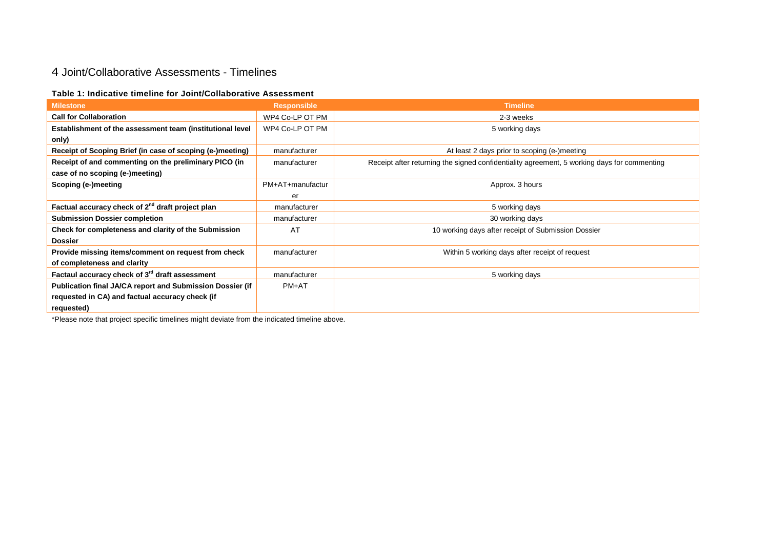# 4 Joint/Collaborative Assessments - Timelines

**Table 1: Indicative timeline for Joint/Collaborative Assessment**

| Milestone | Responsible | Timeline |
|---|---|---|
| **Call for Collaboration** | WP4 Co-LP OT PM | 2-3 weeks |
| **Establishment of the assessment team (institutional level only)** | WP4 Co-LP OT PM | 5 working days |
| **Receipt of Scoping Brief (in case of scoping (e-)meeting)** | manufacturer | At least 2 days prior to scoping (e-)meeting |
| **Receipt of and commenting on the preliminary PICO (in case of no scoping (e-)meeting)** | manufacturer | Receipt after returning the signed confidentiality agreement, 5 working days for commenting |
| **Scoping (e-)meeting** | PM+AT+manufacturer | Approx. 3 hours |
| **Factual accuracy check of 2nd draft project plan** | manufacturer | 5 working days |
| **Submission Dossier completion** | manufacturer | 30 working days |
| **Check for completeness and clarity of the Submission Dossier** | AT | 10 working days after receipt of Submission Dossier |
| **Provide missing items/comment on request from check of completeness and clarity** | manufacturer | Within 5 working days after receipt of request |
| **Factaul accuracy check of 3rd draft assessment** | manufacturer | 5 working days |
| **Publication final JA/CA report and Submission Dossier (if requested in CA) and factual accuracy check (if requested)** | PM+AT | |

*Please note that project specific timelines might deviate from the indicated timeline above.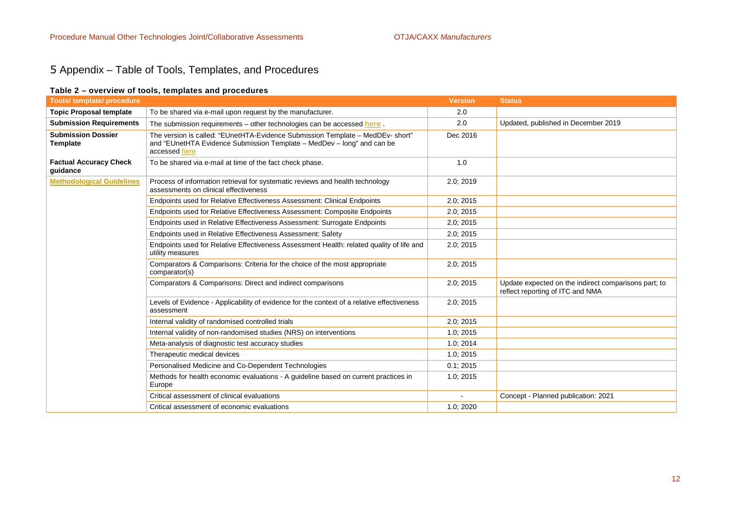# 5 Appendix – Table of Tools, Templates, and Procedures

**Table 2 – overview of tools, templates and procedures**

| Tools/ template/ procedure | | Version | Status |
|---|---|---|---|
| **Topic Proposal template** | To be shared via e-mail upon request by the manufacturer. | 2.0 | |
| **Submission Requirements** | The submission requirements – other technologies can be accessed here . | 2.0 | Updated, published in December 2019 |
| **Submission Dossier Template** | The version is called: "EUnetHTA-Evidence Submission Template – MedDEv- short" and "EUnetHTA Evidence Submission Template – MedDev – long" and can be accessed here | Dec 2016 | |
| **Factual Accuracy Check guidance** | To be shared via e-mail at time of the fact check phase. | 1.0 | |
| **Methodological Guidelines** | Process of information retrieval for systematic reviews and health technology assessments on clinical effectiveness | 2.0; 2019 | |
| | Endpoints used for Relative Effectiveness Assessment: Clinical Endpoints | 2.0; 2015 | |
| | Endpoints used for Relative Effectiveness Assessment: Composite Endpoints | 2.0; 2015 | |
| | Endpoints used in Relative Effectiveness Assessment: Surrogate Endpoints | 2.0; 2015 | |
| | Endpoints used in Relative Effectiveness Assessment: Safety | 2.0; 2015 | |
| | Endpoints used for Relative Effectiveness Assessment Health: related quality of life and utility measures | 2.0; 2015 | |
| | Comparators & Comparisons: Criteria for the choice of the most appropriate comparator(s) | 2.0; 2015 | |
| | Comparators & Comparisons: Direct and indirect comparisons | 2.0; 2015 | Update expected on the indirect comparisons part; to reflect reporting of ITC and NMA |
| | Levels of Evidence - Applicability of evidence for the context of a relative effectiveness assessment | 2.0; 2015 | |
| | Internal validity of randomised controlled trials | 2.0; 2015 | |
| | Internal validity of non-randomised studies (NRS) on interventions | 1.0; 2015 | |
| | Meta-analysis of diagnostic test accuracy studies | 1.0; 2014 | |
| | Therapeutic medical devices | 1.0; 2015 | |
| | Personalised Medicine and Co-Dependent Technologies | 0.1; 2015 | |
| | Methods for health economic evaluations - A guideline based on current practices in Europe | 1.0; 2015 | |
| | Critical assessment of clinical evaluations | - | Concept - Planned publication: 2021 |
| | Critical assessment of economic evaluations | 1.0; 2020 | |